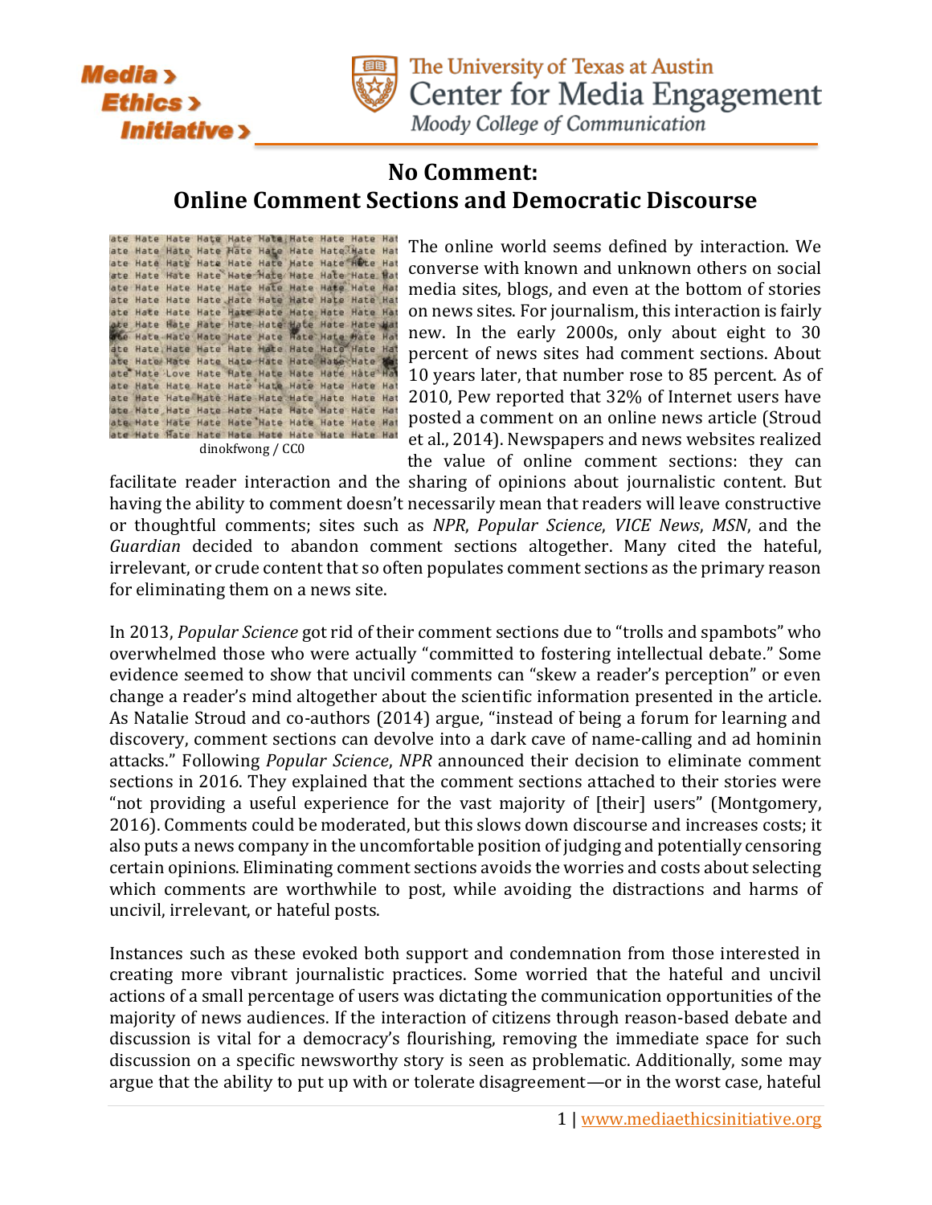# No Comment: Online Comment Sections and Democratic Discourse

dinokfwong / CC0

The online world seems defined by interaction. We converse with known and unknown others on social media sites, blogs, and even at the bottom of stories on news sites. For journalism, this interaction is fairly new. In the early 2000s, only about eight to 30 percent of news sites had comment sections. About 10 years later, that number rose to 85 percent. As of 2010, Pew reported that 32% of Internet users have posted a comment on an online news article (Stroud et al., 2014). Newspapers and news websites realized the value of online comment sections: they can facilitate reader interaction and the sharing of opinions about journalistic content. But having the ability to comment doesn't necessarily mean that readers will leave constructive or thoughtful comments; sites such as *NPR*, *Popular Science*, *VICE News*, *MSN*, and the *Guardian* decided to abandon comment sections altogether. Many cited the hateful, irrelevant, or crude content that so often populates comment sections as the primary reason for eliminating them on a news site.

In 2013, *Popular Science* got rid of their comment sections due to "trolls and spambots" who overwhelmed those who were actually "committed to fostering intellectual debate." Some evidence seemed to show that uncivil comments can "skew a reader's perception" or even change a reader's mind altogether about the scientific information presented in the article. As Natalie Stroud and co-authors (2014) argue, "instead of being a forum for learning and discovery, comment sections can devolve into a dark cave of name-calling and ad hominin attacks." Following *Popular Science*, *NPR* announced their decision to eliminate comment sections in 2016. They explained that the comment sections attached to their stories were "not providing a useful experience for the vast majority of [their] users" (Montgomery, 2016). Comments could be moderated, but this slows down discourse and increases costs; it also puts a news company in the uncomfortable position of judging and potentially censoring certain opinions. Eliminating comment sections avoids the worries and costs about selecting which comments are worthwhile to post, while avoiding the distractions and harms of uncivil, irrelevant, or hateful posts.

Instances such as these evoked both support and condemnation from those interested in creating more vibrant journalistic practices. Some worried that the hateful and uncivil actions of a small percentage of users was dictating the communication opportunities of the majority of news audiences. If the interaction of citizens through reason-based debate and discussion is vital for a democracy's flourishing, removing the immediate space for such discussion on a specific newsworthy story is seen as problematic. Additionally, some may argue that the ability to put up with or tolerate disagreement—or in the worst case, hateful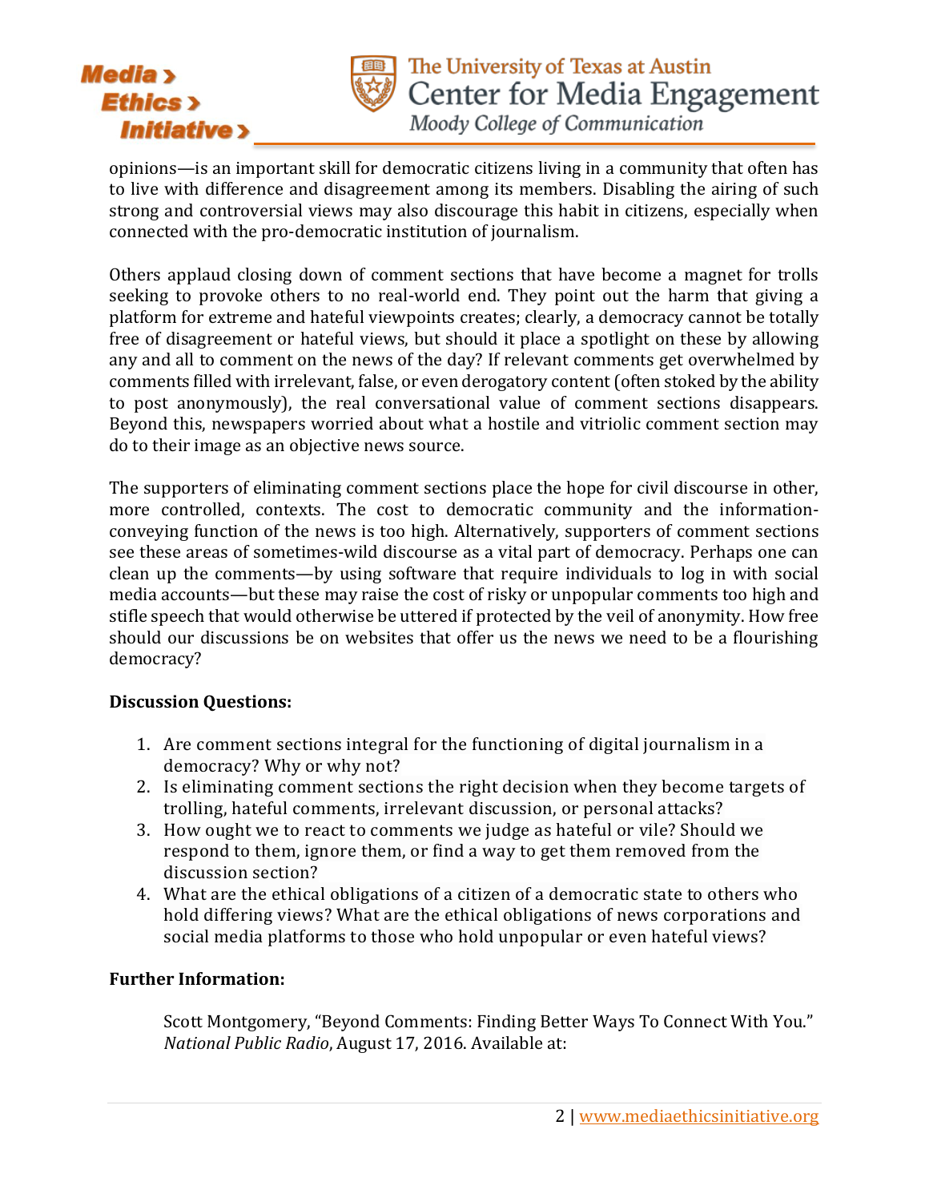opinions—is an important skill for democratic citizens living in a community that often has to live with difference and disagreement among its members. Disabling the airing of such strong and controversial views may also discourage this habit in citizens, especially when connected with the pro-democratic institution of journalism.

Others applaud closing down of comment sections that have become a magnet for trolls seeking to provoke others to no real-world end. They point out the harm that giving a platform for extreme and hateful viewpoints creates; clearly, a democracy cannot be totally free of disagreement or hateful views, but should it place a spotlight on these by allowing any and all to comment on the news of the day? If relevant comments get overwhelmed by comments filled with irrelevant, false, or even derogatory content (often stoked by the ability to post anonymously), the real conversational value of comment sections disappears. Beyond this, newspapers worried about what a hostile and vitriolic comment section may do to their image as an objective news source.

The supporters of eliminating comment sections place the hope for civil discourse in other, more controlled, contexts. The cost to democratic community and the information-conveying function of the news is too high. Alternatively, supporters of comment sections see these areas of sometimes-wild discourse as a vital part of democracy. Perhaps one can clean up the comments—by using software that require individuals to log in with social media accounts—but these may raise the cost of risky or unpopular comments too high and stifle speech that would otherwise be uttered if protected by the veil of anonymity. How free should our discussions be on websites that offer us the news we need to be a flourishing democracy?

**Discussion Questions:**

1. Are comment sections integral for the functioning of digital journalism in a democracy? Why or why not?
2. Is eliminating comment sections the right decision when they become targets of trolling, hateful comments, irrelevant discussion, or personal attacks?
3. How ought we to react to comments we judge as hateful or vile? Should we respond to them, ignore them, or find a way to get them removed from the discussion section?
4. What are the ethical obligations of a citizen of a democratic state to others who hold differing views? What are the ethical obligations of news corporations and social media platforms to those who hold unpopular or even hateful views?

**Further Information:**

Scott Montgomery, "Beyond Comments: Finding Better Ways To Connect With You." *National Public Radio*, August 17, 2016. Available at: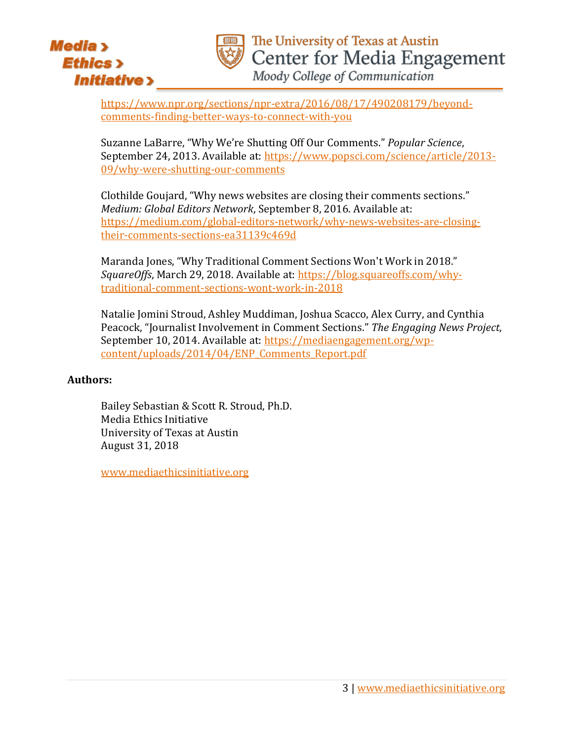https://www.npr.org/sections/npr-extra/2016/08/17/490208179/beyond-comments-finding-better-ways-to-connect-with-you

Suzanne LaBarre, "Why We're Shutting Off Our Comments." *Popular Science*, September 24, 2013. Available at: https://www.popsci.com/science/article/2013-09/why-were-shutting-our-comments

Clothilde Goujard, "Why news websites are closing their comments sections." *Medium: Global Editors Network*, September 8, 2016. Available at: https://medium.com/global-editors-network/why-news-websites-are-closing-their-comments-sections-ea31139c469d

Maranda Jones, "Why Traditional Comment Sections Won't Work in 2018." *SquareOffs*, March 29, 2018. Available at: https://blog.squareoffs.com/why-traditional-comment-sections-wont-work-in-2018

Natalie Jomini Stroud, Ashley Muddiman, Joshua Scacco, Alex Curry, and Cynthia Peacock, "Journalist Involvement in Comment Sections." *The Engaging News Project*, September 10, 2014. Available at: https://mediaengagement.org/wp-content/uploads/2014/04/ENP_Comments_Report.pdf

**Authors:**

Bailey Sebastian & Scott R. Stroud, Ph.D.
Media Ethics Initiative
University of Texas at Austin
August 31, 2018

www.mediaethicsinitiative.org